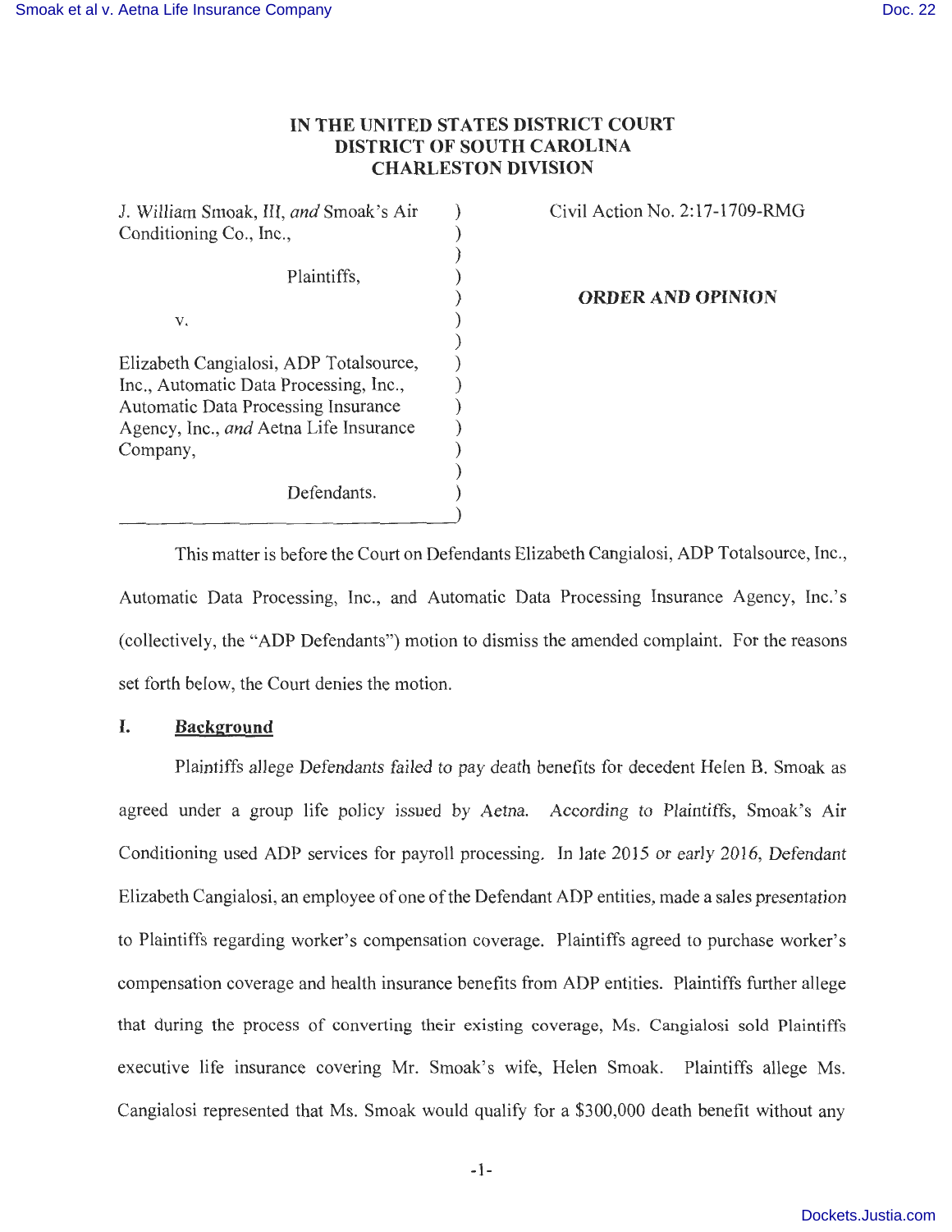# IN THE UNITED STATES DISTRICT COURT
# DISTRICT OF SOUTH CAROLINA
# CHARLESTON DIVISION

J. William Smoak, III, *and* Smoak's Air Conditioning Co., Inc.,

Plaintiffs,

v.

Elizabeth Cangialosi, ADP Totalsource, Inc., Automatic Data Processing, Inc., Automatic Data Processing Insurance Agency, Inc., *and* Aetna Life Insurance Company,

Defendants.

Civil Action No. 2:17-1709-RMG

***ORDER AND OPINION***

This matter is before the Court on Defendants Elizabeth Cangialosi, ADP Totalsource, Inc., Automatic Data Processing, Inc., and Automatic Data Processing Insurance Agency, Inc.'s (collectively, the "ADP Defendants") motion to dismiss the amended complaint. For the reasons set forth below, the Court denies the motion.

## I. Background

Plaintiffs allege Defendants failed to pay death benefits for decedent Helen B. Smoak as agreed under a group life policy issued by Aetna. According to Plaintiffs, Smoak's Air Conditioning used ADP services for payroll processing. In late 2015 or early 2016, Defendant Elizabeth Cangialosi, an employee of one of the Defendant ADP entities, made a sales presentation to Plaintiffs regarding worker's compensation coverage. Plaintiffs agreed to purchase worker's compensation coverage and health insurance benefits from ADP entities. Plaintiffs further allege that during the process of converting their existing coverage, Ms. Cangialosi sold Plaintiffs executive life insurance covering Mr. Smoak's wife, Helen Smoak. Plaintiffs allege Ms. Cangialosi represented that Ms. Smoak would qualify for a $300,000 death benefit without any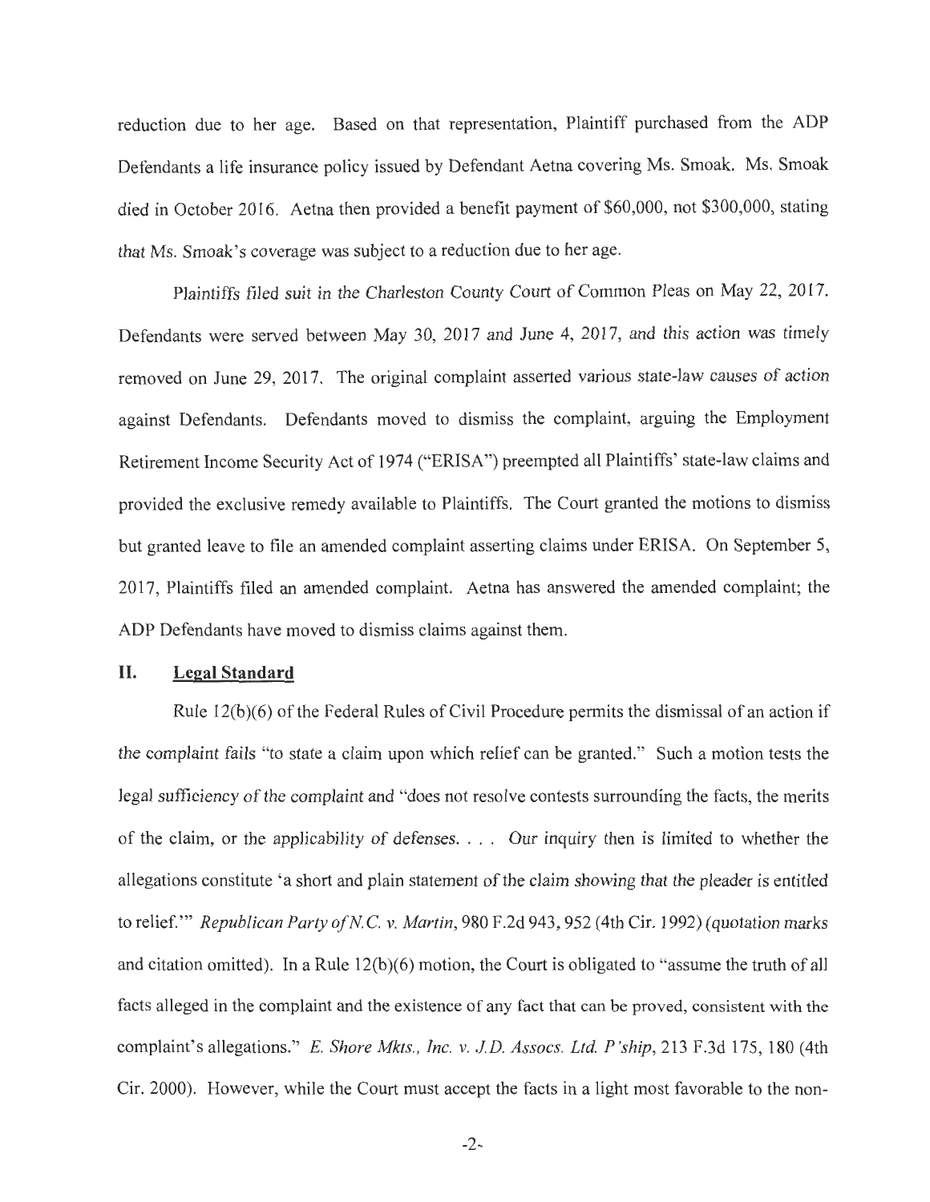reduction due to her age. Based on that representation, Plaintiff purchased from the ADP Defendants a life insurance policy issued by Defendant Aetna covering Ms. Smoak. Ms. Smoak died in October 2016. Aetna then provided a benefit payment of $60,000, not $300,000, stating that Ms. Smoak's coverage was subject to a reduction due to her age.

Plaintiffs filed suit in the Charleston County Court of Common Pleas on May 22, 2017. Defendants were served between May 30, 2017 and June 4, 2017, and this action was timely removed on June 29, 2017. The original complaint asserted various state-law causes of action against Defendants. Defendants moved to dismiss the complaint, arguing the Employment Retirement Income Security Act of 1974 ("ERISA") preempted all Plaintiffs' state-law claims and provided the exclusive remedy available to Plaintiffs. The Court granted the motions to dismiss but granted leave to file an amended complaint asserting claims under ERISA. On September 5, 2017, Plaintiffs filed an amended complaint. Aetna has answered the amended complaint; the ADP Defendants have moved to dismiss claims against them.

## II. Legal Standard

Rule 12(b)(6) of the Federal Rules of Civil Procedure permits the dismissal of an action if the complaint fails "to state a claim upon which relief can be granted." Such a motion tests the legal sufficiency of the complaint and "does not resolve contests surrounding the facts, the merits of the claim, or the applicability of defenses. . . . Our inquiry then is limited to whether the allegations constitute 'a short and plain statement of the claim showing that the pleader is entitled to relief.'" *Republican Party of N.C. v. Martin*, 980 F.2d 943, 952 (4th Cir. 1992) (quotation marks and citation omitted). In a Rule 12(b)(6) motion, the Court is obligated to "assume the truth of all facts alleged in the complaint and the existence of any fact that can be proved, consistent with the complaint's allegations." *E. Shore Mkts., Inc. v. J.D. Assocs. Ltd. P'ship*, 213 F.3d 175, 180 (4th Cir. 2000). However, while the Court must accept the facts in a light most favorable to the non-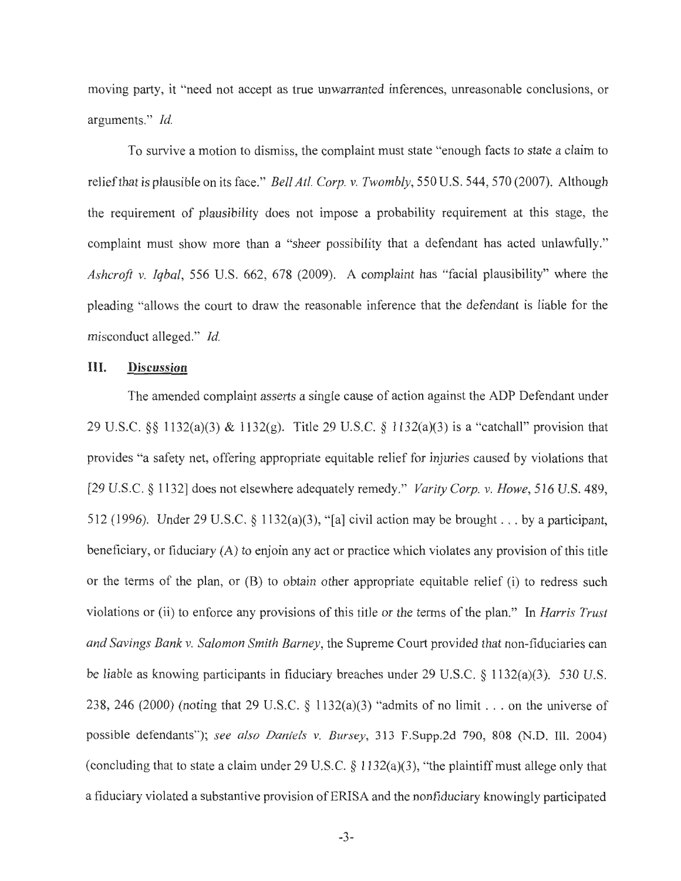moving party, it "need not accept as true unwarranted inferences, unreasonable conclusions, or arguments." *Id.*

To survive a motion to dismiss, the complaint must state "enough facts to state a claim to relief that is plausible on its face." *Bell Atl. Corp. v. Twombly*, 550 U.S. 544, 570 (2007). Although the requirement of plausibility does not impose a probability requirement at this stage, the complaint must show more than a "sheer possibility that a defendant has acted unlawfully." *Ashcroft v. Iqbal*, 556 U.S. 662, 678 (2009). A complaint has "facial plausibility" where the pleading "allows the court to draw the reasonable inference that the defendant is liable for the misconduct alleged." *Id.*

## III. Discussion

The amended complaint asserts a single cause of action against the ADP Defendant under 29 U.S.C. §§ 1132(a)(3) & 1132(g). Title 29 U.S.C. § 1132(a)(3) is a "catchall" provision that provides "a safety net, offering appropriate equitable relief for injuries caused by violations that [29 U.S.C. § 1132] does not elsewhere adequately remedy." *Varity Corp. v. Howe*, 516 U.S. 489, 512 (1996). Under 29 U.S.C. § 1132(a)(3), "[a] civil action may be brought . . . by a participant, beneficiary, or fiduciary (A) to enjoin any act or practice which violates any provision of this title or the terms of the plan, or (B) to obtain other appropriate equitable relief (i) to redress such violations or (ii) to enforce any provisions of this title or the terms of the plan." In *Harris Trust and Savings Bank v. Salomon Smith Barney*, the Supreme Court provided that non-fiduciaries can be liable as knowing participants in fiduciary breaches under 29 U.S.C. § 1132(a)(3). 530 U.S. 238, 246 (2000) (noting that 29 U.S.C. § 1132(a)(3) "admits of no limit . . . on the universe of possible defendants"); *see also Daniels v. Bursey*, 313 F.Supp.2d 790, 808 (N.D. Ill. 2004) (concluding that to state a claim under 29 U.S.C. § 1132(a)(3), "the plaintiff must allege only that a fiduciary violated a substantive provision of ERISA and the nonfiduciary knowingly participated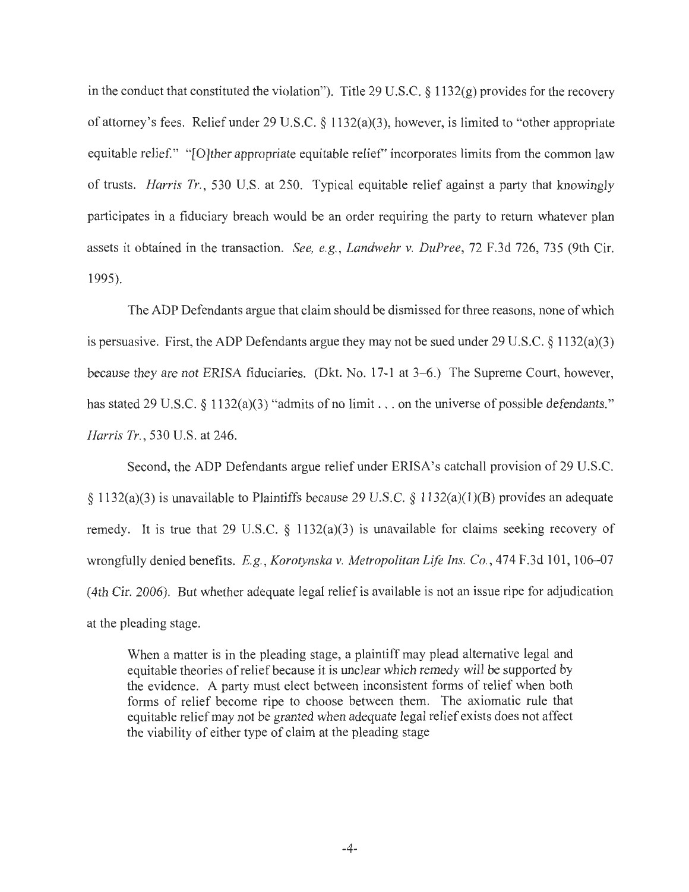in the conduct that constituted the violation"). Title 29 U.S.C. § 1132(g) provides for the recovery of attorney's fees. Relief under 29 U.S.C. § 1132(a)(3), however, is limited to "other appropriate equitable relief." "[O]ther appropriate equitable relief" incorporates limits from the common law of trusts. *Harris Tr.*, 530 U.S. at 250. Typical equitable relief against a party that knowingly participates in a fiduciary breach would be an order requiring the party to return whatever plan assets it obtained in the transaction. *See, e.g.*, *Landwehr v. DuPree*, 72 F.3d 726, 735 (9th Cir. 1995).

The ADP Defendants argue that claim should be dismissed for three reasons, none of which is persuasive. First, the ADP Defendants argue they may not be sued under 29 U.S.C. § 1132(a)(3) because they are not ERISA fiduciaries. (Dkt. No. 17-1 at 3–6.) The Supreme Court, however, has stated 29 U.S.C. § 1132(a)(3) "admits of no limit . . . on the universe of possible defendants." *Harris Tr.*, 530 U.S. at 246.

Second, the ADP Defendants argue relief under ERISA's catchall provision of 29 U.S.C. § 1132(a)(3) is unavailable to Plaintiffs because 29 U.S.C. § 1132(a)(1)(B) provides an adequate remedy. It is true that 29 U.S.C. § 1132(a)(3) is unavailable for claims seeking recovery of wrongfully denied benefits. *E.g.*, *Korotynska v. Metropolitan Life Ins. Co.*, 474 F.3d 101, 106–07 (4th Cir. 2006). But whether adequate legal relief is available is not an issue ripe for adjudication at the pleading stage.

> When a matter is in the pleading stage, a plaintiff may plead alternative legal and equitable theories of relief because it is unclear which remedy will be supported by the evidence. A party must elect between inconsistent forms of relief when both forms of relief become ripe to choose between them. The axiomatic rule that equitable relief may not be granted when adequate legal relief exists does not affect the viability of either type of claim at the pleading stage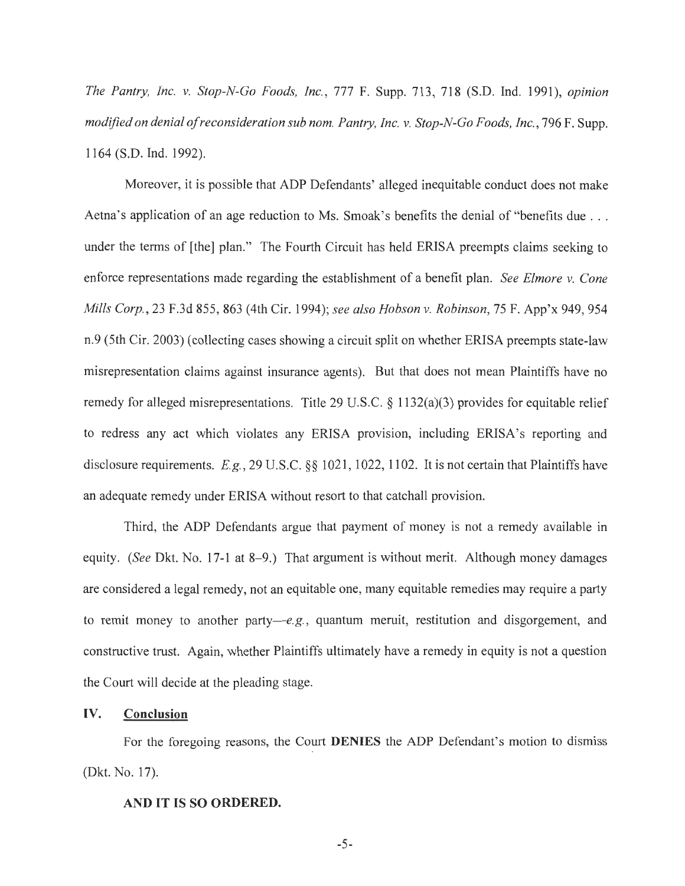*The Pantry, Inc. v. Stop-N-Go Foods, Inc.*, 777 F. Supp. 713, 718 (S.D. Ind. 1991), *opinion modified on denial of reconsideration sub nom. Pantry, Inc. v. Stop-N-Go Foods, Inc.*, 796 F. Supp. 1164 (S.D. Ind. 1992).

Moreover, it is possible that ADP Defendants' alleged inequitable conduct does not make Aetna's application of an age reduction to Ms. Smoak's benefits the denial of "benefits due . . . under the terms of [the] plan." The Fourth Circuit has held ERISA preempts claims seeking to enforce representations made regarding the establishment of a benefit plan. *See Elmore v. Cone Mills Corp.*, 23 F.3d 855, 863 (4th Cir. 1994); *see also Hobson v. Robinson*, 75 F. App'x 949, 954 n.9 (5th Cir. 2003) (collecting cases showing a circuit split on whether ERISA preempts state-law misrepresentation claims against insurance agents). But that does not mean Plaintiffs have no remedy for alleged misrepresentations. Title 29 U.S.C. § 1132(a)(3) provides for equitable relief to redress any act which violates any ERISA provision, including ERISA's reporting and disclosure requirements. *E.g.*, 29 U.S.C. §§ 1021, 1022, 1102. It is not certain that Plaintiffs have an adequate remedy under ERISA without resort to that catchall provision.

Third, the ADP Defendants argue that payment of money is not a remedy available in equity. (*See* Dkt. No. 17-1 at 8–9.) That argument is without merit. Although money damages are considered a legal remedy, not an equitable one, many equitable remedies may require a party to remit money to another party—*e.g.*, quantum meruit, restitution and disgorgement, and constructive trust. Again, whether Plaintiffs ultimately have a remedy in equity is not a question the Court will decide at the pleading stage.

## IV. Conclusion

For the foregoing reasons, the Court **DENIES** the ADP Defendant's motion to dismiss (Dkt. No. 17).

**AND IT IS SO ORDERED.**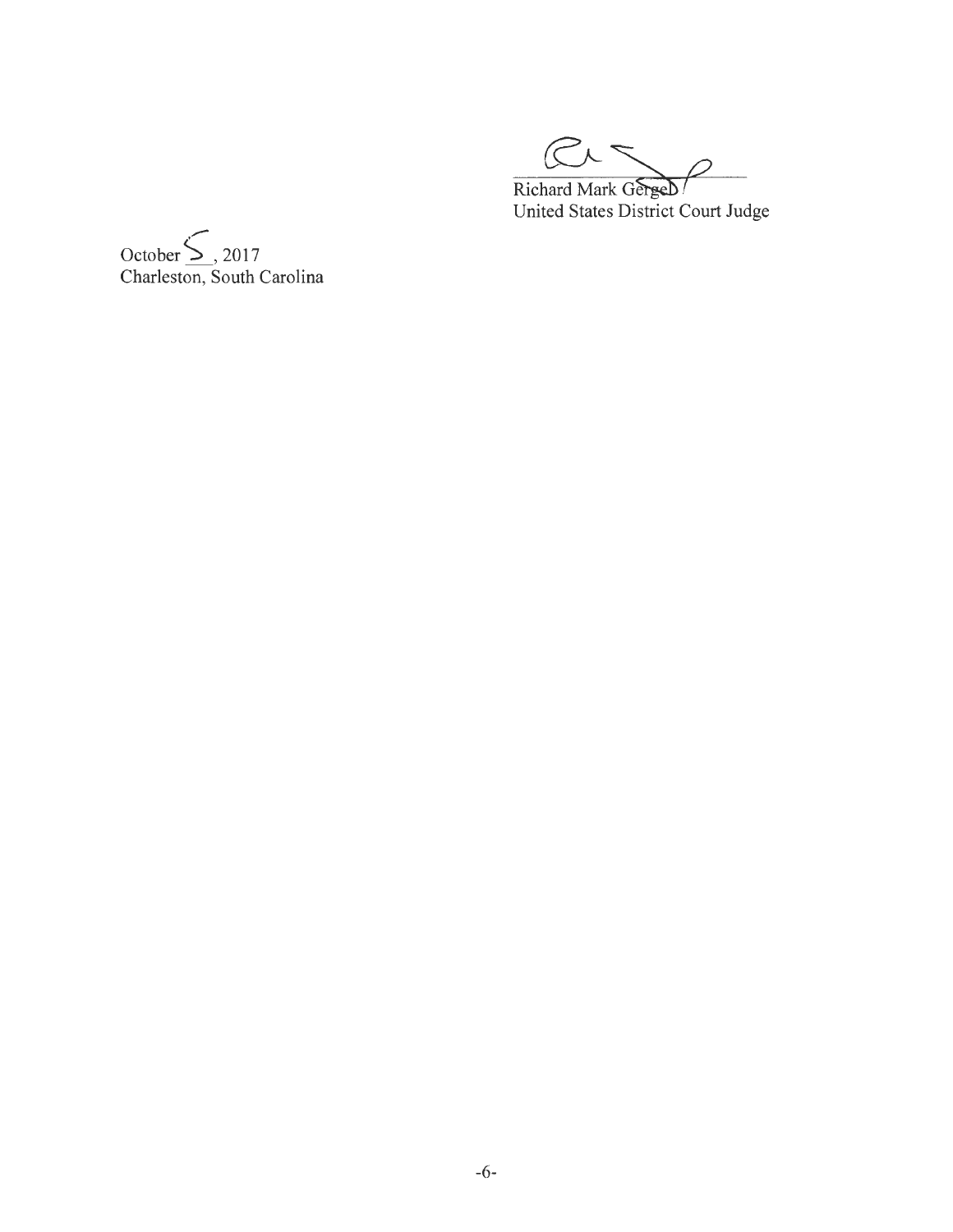Richard Mark Gergel
United States District Court Judge

October 5, 2017
Charleston, South Carolina